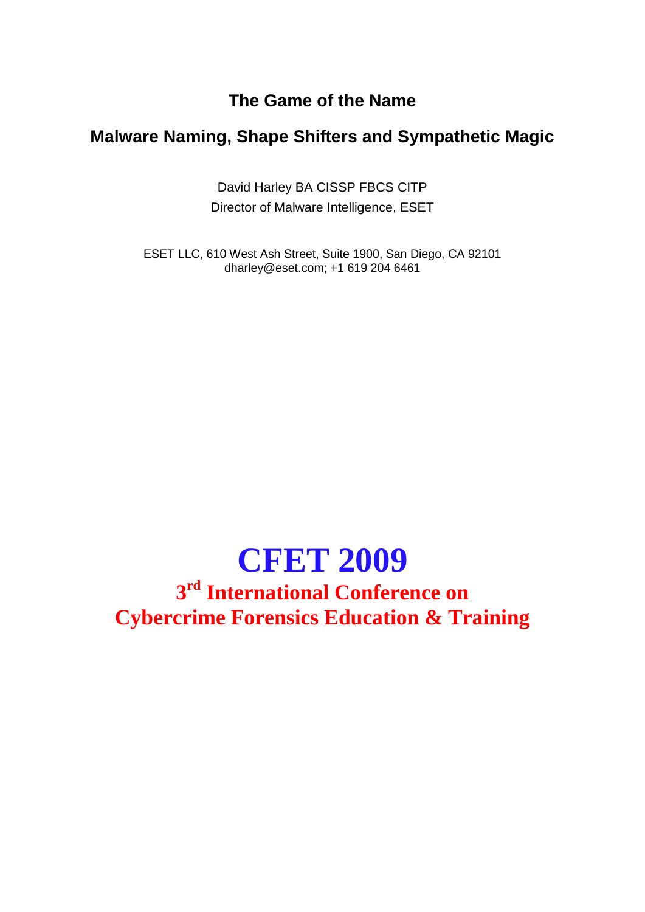# The Game of the Name

## Malware Naming, Shape Shifters and Sympathetic Magic

David Harley BA CISSP FBCS CITP
Director of Malware Intelligence, ESET

ESET LLC, 610 West Ash Street, Suite 1900, San Diego, CA 92101
dharley@eset.com; +1 619 204 6461

# CFET 2009

## 3rd International Conference on Cybercrime Forensics Education & Training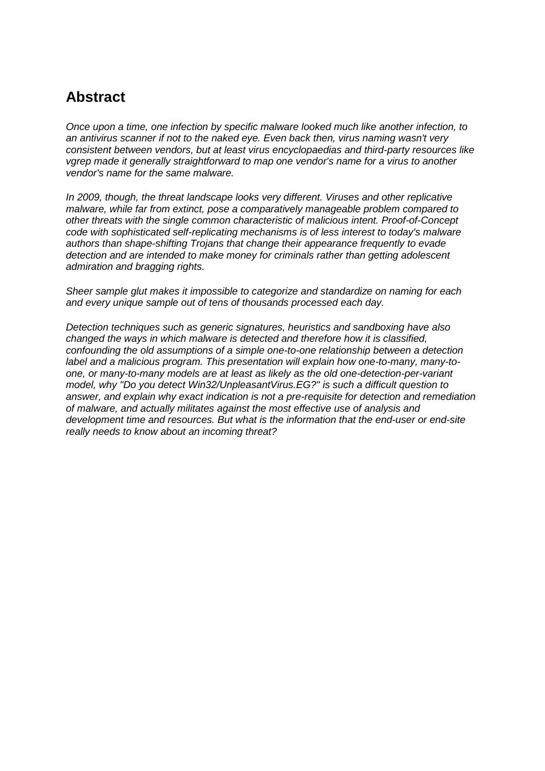## Abstract

*Once upon a time, one infection by specific malware looked much like another infection, to an antivirus scanner if not to the naked eye. Even back then, virus naming wasn't very consistent between vendors, but at least virus encyclopaedias and third-party resources like vgrep made it generally straightforward to map one vendor's name for a virus to another vendor's name for the same malware.*

*In 2009, though, the threat landscape looks very different. Viruses and other replicative malware, while far from extinct, pose a comparatively manageable problem compared to other threats with the single common characteristic of malicious intent. Proof-of-Concept code with sophisticated self-replicating mechanisms is of less interest to today's malware authors than shape-shifting Trojans that change their appearance frequently to evade detection and are intended to make money for criminals rather than getting adolescent admiration and bragging rights.*

*Sheer sample glut makes it impossible to categorize and standardize on naming for each and every unique sample out of tens of thousands processed each day.*

*Detection techniques such as generic signatures, heuristics and sandboxing have also changed the ways in which malware is detected and therefore how it is classified, confounding the old assumptions of a simple one-to-one relationship between a detection label and a malicious program. This presentation will explain how one-to-many, many-to-one, or many-to-many models are at least as likely as the old one-detection-per-variant model, why "Do you detect Win32/UnpleasantVirus.EG?" is such a difficult question to answer, and explain why exact indication is not a pre-requisite for detection and remediation of malware, and actually militates against the most effective use of analysis and development time and resources. But what is the information that the end-user or end-site really needs to know about an incoming threat?*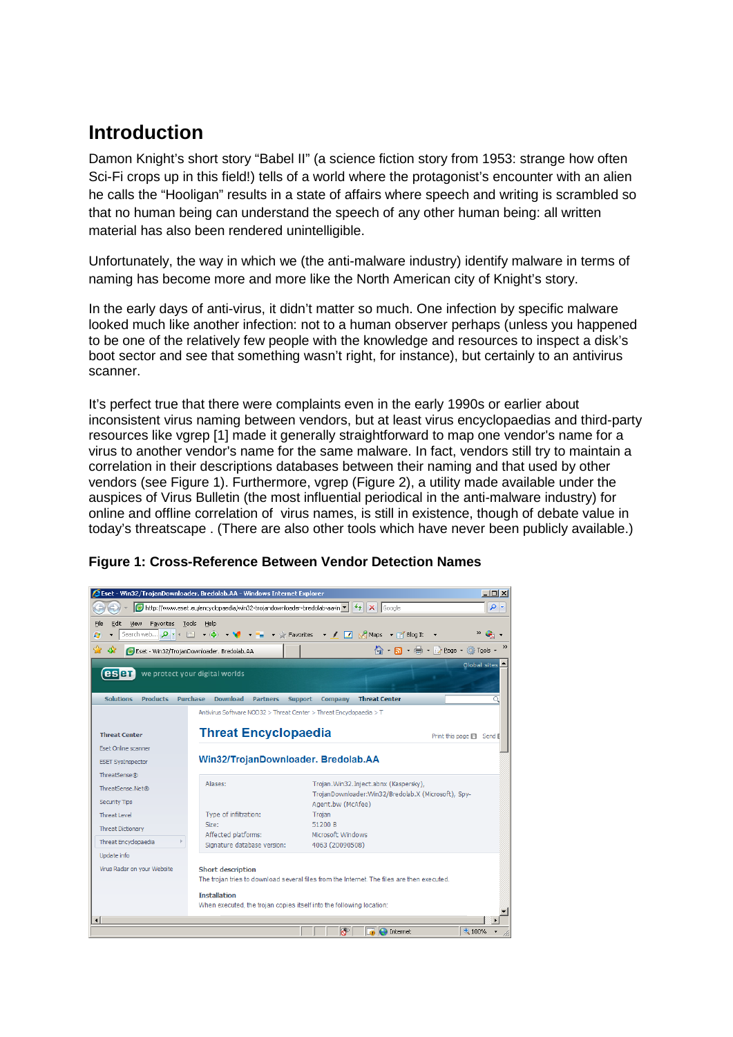## Introduction

Damon Knight's short story "Babel II" (a science fiction story from 1953: strange how often Sci-Fi crops up in this field!) tells of a world where the protagonist's encounter with an alien he calls the "Hooligan" results in a state of affairs where speech and writing is scrambled so that no human being can understand the speech of any other human being: all written material has also been rendered unintelligible.

Unfortunately, the way in which we (the anti-malware industry) identify malware in terms of naming has become more and more like the North American city of Knight's story.

In the early days of anti-virus, it didn't matter so much. One infection by specific malware looked much like another infection: not to a human observer perhaps (unless you happened to be one of the relatively few people with the knowledge and resources to inspect a disk's boot sector and see that something wasn't right, for instance), but certainly to an antivirus scanner.

It's perfect true that there were complaints even in the early 1990s or earlier about inconsistent virus naming between vendors, but at least virus encyclopaedias and third-party resources like vgrep [1] made it generally straightforward to map one vendor's name for a virus to another vendor's name for the same malware. In fact, vendors still try to maintain a correlation in their descriptions databases between their naming and that used by other vendors (see Figure 1). Furthermore, vgrep (Figure 2), a utility made available under the auspices of Virus Bulletin (the most influential periodical in the anti-malware industry) for online and offline correlation of virus names, is still in existence, though of debate value in today's threatscape . (There are also other tools which have never been publicly available.)

**Figure 1: Cross-Reference Between Vendor Detection Names**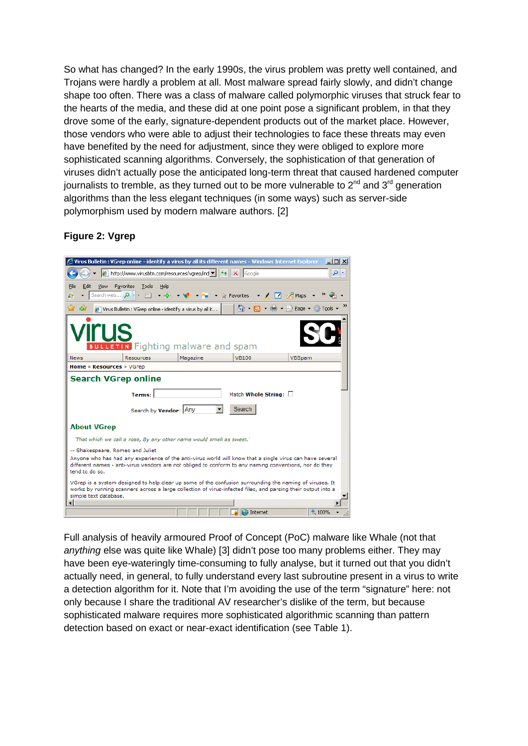So what has changed? In the early 1990s, the virus problem was pretty well contained, and Trojans were hardly a problem at all. Most malware spread fairly slowly, and didn't change shape too often. There was a class of malware called polymorphic viruses that struck fear to the hearts of the media, and these did at one point pose a significant problem, in that they drove some of the early, signature-dependent products out of the market place. However, those vendors who were able to adjust their technologies to face these threats may even have benefited by the need for adjustment, since they were obliged to explore more sophisticated scanning algorithms. Conversely, the sophistication of that generation of viruses didn't actually pose the anticipated long-term threat that caused hardened computer journalists to tremble, as they turned out to be more vulnerable to 2$^{nd}$ and 3$^{rd}$ generation algorithms than the less elegant techniques (in some ways) such as server-side polymorphism used by modern malware authors. [2]

**Figure 2: Vgrep**

Full analysis of heavily armoured Proof of Concept (PoC) malware like Whale (not that *anything* else was quite like Whale) [3] didn't pose too many problems either. They may have been eye-wateringly time-consuming to fully analyse, but it turned out that you didn't actually need, in general, to fully understand every last subroutine present in a virus to write a detection algorithm for it. Note that I'm avoiding the use of the term "signature" here: not only because I share the traditional AV researcher's dislike of the term, but because sophisticated malware requires more sophisticated algorithmic scanning than pattern detection based on exact or near-exact identification (see Table 1).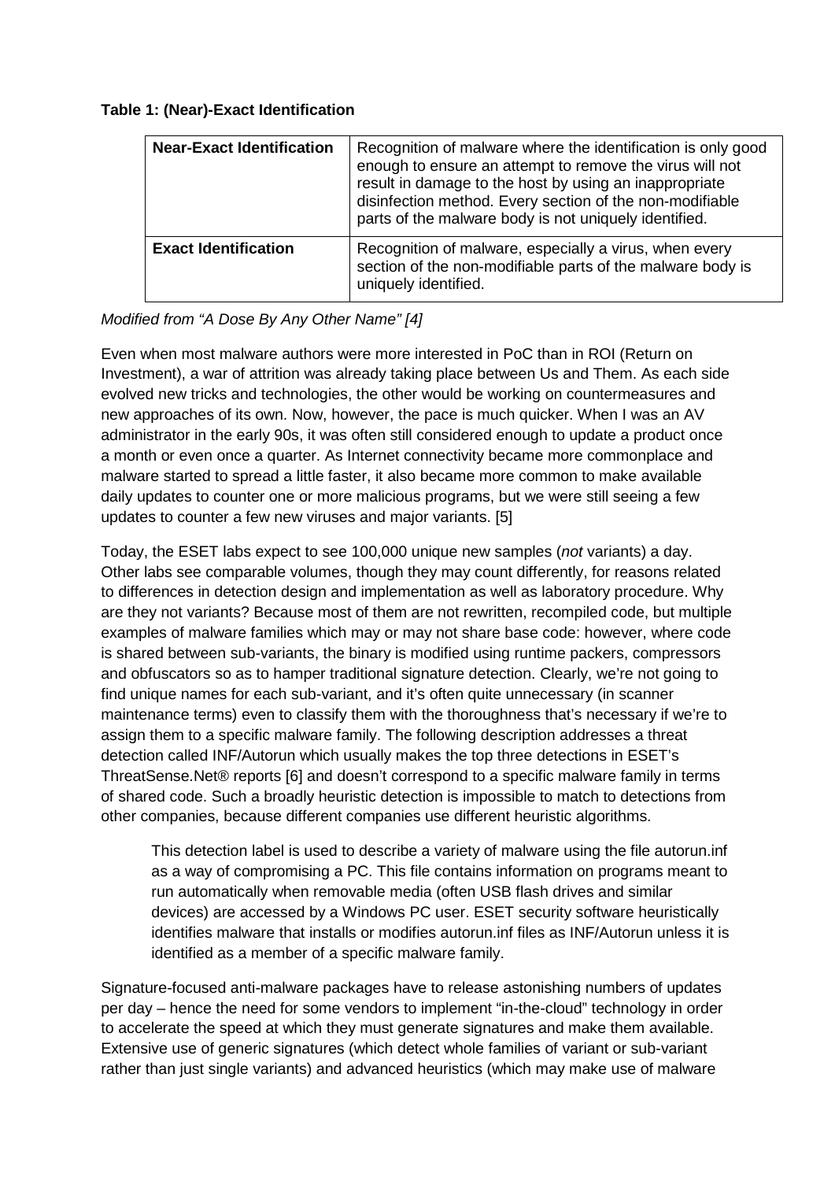**Table 1: (Near)-Exact Identification**

| | |
|---|---|
| **Near-Exact Identification** | Recognition of malware where the identification is only good enough to ensure an attempt to remove the virus will not result in damage to the host by using an inappropriate disinfection method. Every section of the non-modifiable parts of the malware body is not uniquely identified. |
| **Exact Identification** | Recognition of malware, especially a virus, when every section of the non-modifiable parts of the malware body is uniquely identified. |

*Modified from "A Dose By Any Other Name" [4]*

Even when most malware authors were more interested in PoC than in ROI (Return on Investment), a war of attrition was already taking place between Us and Them. As each side evolved new tricks and technologies, the other would be working on countermeasures and new approaches of its own. Now, however, the pace is much quicker. When I was an AV administrator in the early 90s, it was often still considered enough to update a product once a month or even once a quarter. As Internet connectivity became more commonplace and malware started to spread a little faster, it also became more common to make available daily updates to counter one or more malicious programs, but we were still seeing a few updates to counter a few new viruses and major variants. [5]

Today, the ESET labs expect to see 100,000 unique new samples (*not* variants) a day. Other labs see comparable volumes, though they may count differently, for reasons related to differences in detection design and implementation as well as laboratory procedure. Why are they not variants? Because most of them are not rewritten, recompiled code, but multiple examples of malware families which may or may not share base code: however, where code is shared between sub-variants, the binary is modified using runtime packers, compressors and obfuscators so as to hamper traditional signature detection. Clearly, we're not going to find unique names for each sub-variant, and it's often quite unnecessary (in scanner maintenance terms) even to classify them with the thoroughness that's necessary if we're to assign them to a specific malware family. The following description addresses a threat detection called INF/Autorun which usually makes the top three detections in ESET's ThreatSense.Net® reports [6] and doesn't correspond to a specific malware family in terms of shared code. Such a broadly heuristic detection is impossible to match to detections from other companies, because different companies use different heuristic algorithms.

> This detection label is used to describe a variety of malware using the file autorun.inf as a way of compromising a PC. This file contains information on programs meant to run automatically when removable media (often USB flash drives and similar devices) are accessed by a Windows PC user. ESET security software heuristically identifies malware that installs or modifies autorun.inf files as INF/Autorun unless it is identified as a member of a specific malware family.

Signature-focused anti-malware packages have to release astonishing numbers of updates per day – hence the need for some vendors to implement "in-the-cloud" technology in order to accelerate the speed at which they must generate signatures and make them available. Extensive use of generic signatures (which detect whole families of variant or sub-variant rather than just single variants) and advanced heuristics (which may make use of malware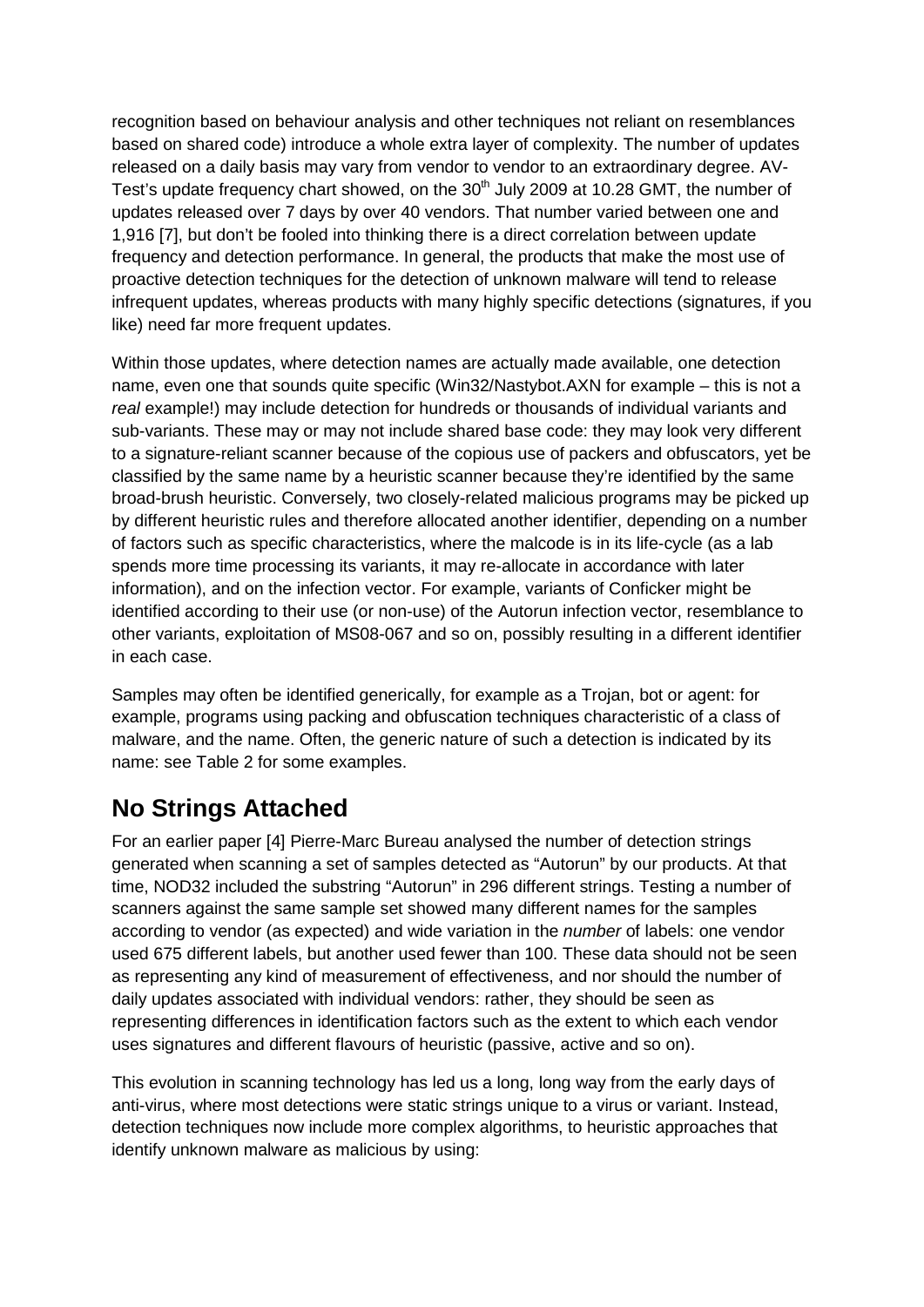recognition based on behaviour analysis and other techniques not reliant on resemblances based on shared code) introduce a whole extra layer of complexity. The number of updates released on a daily basis may vary from vendor to vendor to an extraordinary degree. AV-Test's update frequency chart showed, on the 30th July 2009 at 10.28 GMT, the number of updates released over 7 days by over 40 vendors. That number varied between one and 1,916 [7], but don't be fooled into thinking there is a direct correlation between update frequency and detection performance. In general, the products that make the most use of proactive detection techniques for the detection of unknown malware will tend to release infrequent updates, whereas products with many highly specific detections (signatures, if you like) need far more frequent updates.

Within those updates, where detection names are actually made available, one detection name, even one that sounds quite specific (Win32/Nastybot.AXN for example – this is not a *real* example!) may include detection for hundreds or thousands of individual variants and sub-variants. These may or may not include shared base code: they may look very different to a signature-reliant scanner because of the copious use of packers and obfuscators, yet be classified by the same name by a heuristic scanner because they're identified by the same broad-brush heuristic. Conversely, two closely-related malicious programs may be picked up by different heuristic rules and therefore allocated another identifier, depending on a number of factors such as specific characteristics, where the malcode is in its life-cycle (as a lab spends more time processing its variants, it may re-allocate in accordance with later information), and on the infection vector. For example, variants of Conficker might be identified according to their use (or non-use) of the Autorun infection vector, resemblance to other variants, exploitation of MS08-067 and so on, possibly resulting in a different identifier in each case.

Samples may often be identified generically, for example as a Trojan, bot or agent: for example, programs using packing and obfuscation techniques characteristic of a class of malware, and the name. Often, the generic nature of such a detection is indicated by its name: see Table 2 for some examples.

## No Strings Attached

For an earlier paper [4] Pierre-Marc Bureau analysed the number of detection strings generated when scanning a set of samples detected as "Autorun" by our products. At that time, NOD32 included the substring "Autorun" in 296 different strings. Testing a number of scanners against the same sample set showed many different names for the samples according to vendor (as expected) and wide variation in the *number* of labels: one vendor used 675 different labels, but another used fewer than 100. These data should not be seen as representing any kind of measurement of effectiveness, and nor should the number of daily updates associated with individual vendors: rather, they should be seen as representing differences in identification factors such as the extent to which each vendor uses signatures and different flavours of heuristic (passive, active and so on).

This evolution in scanning technology has led us a long, long way from the early days of anti-virus, where most detections were static strings unique to a virus or variant. Instead, detection techniques now include more complex algorithms, to heuristic approaches that identify unknown malware as malicious by using: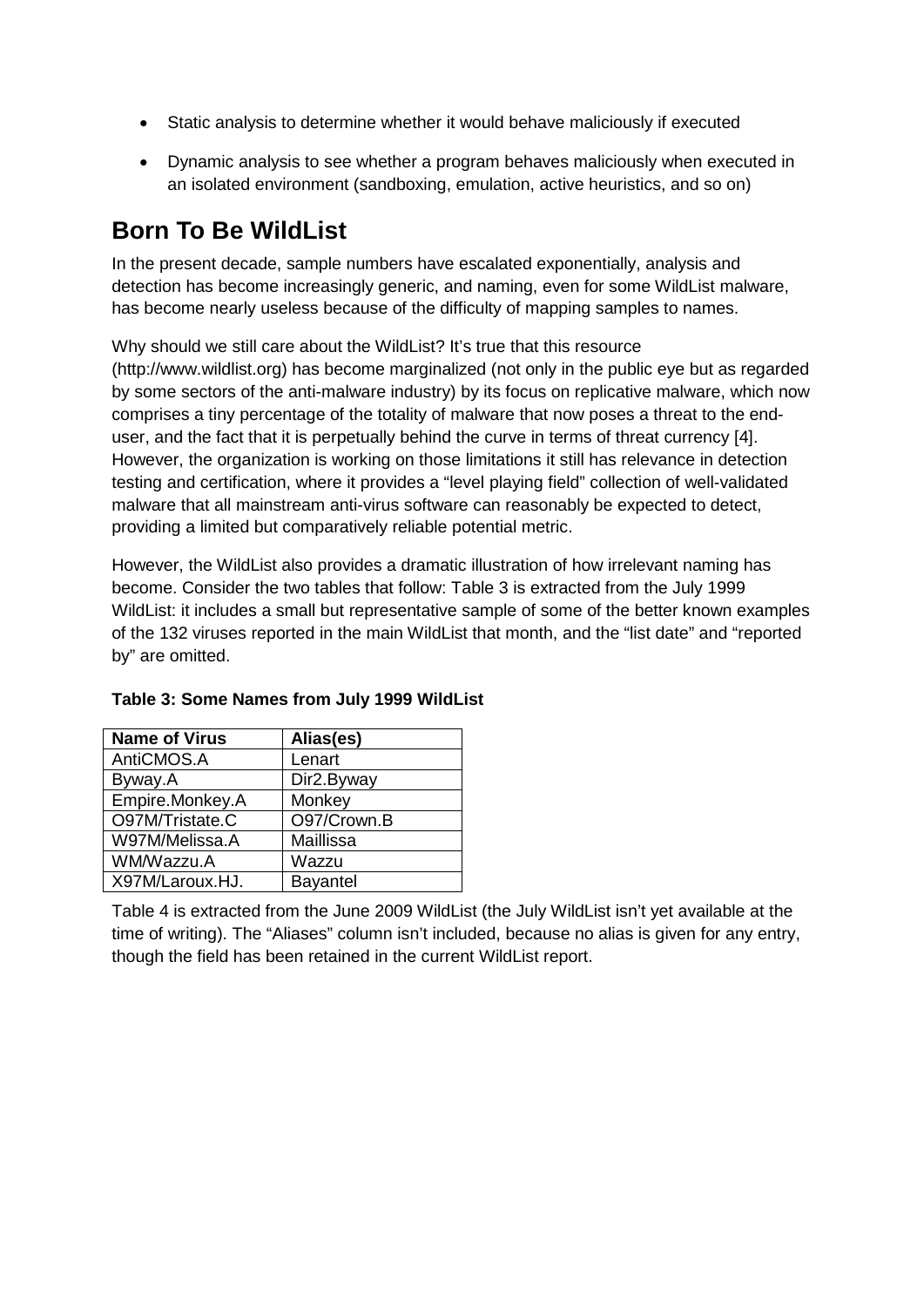- Static analysis to determine whether it would behave maliciously if executed
- Dynamic analysis to see whether a program behaves maliciously when executed in an isolated environment (sandboxing, emulation, active heuristics, and so on)

## Born To Be WildList

In the present decade, sample numbers have escalated exponentially, analysis and detection has become increasingly generic, and naming, even for some WildList malware, has become nearly useless because of the difficulty of mapping samples to names.

Why should we still care about the WildList? It's true that this resource (http://www.wildlist.org) has become marginalized (not only in the public eye but as regarded by some sectors of the anti-malware industry) by its focus on replicative malware, which now comprises a tiny percentage of the totality of malware that now poses a threat to the end-user, and the fact that it is perpetually behind the curve in terms of threat currency [4]. However, the organization is working on those limitations it still has relevance in detection testing and certification, where it provides a "level playing field" collection of well-validated malware that all mainstream anti-virus software can reasonably be expected to detect, providing a limited but comparatively reliable potential metric.

However, the WildList also provides a dramatic illustration of how irrelevant naming has become. Consider the two tables that follow: Table 3 is extracted from the July 1999 WildList: it includes a small but representative sample of some of the better known examples of the 132 viruses reported in the main WildList that month, and the "list date" and "reported by" are omitted.

**Table 3: Some Names from July 1999 WildList**

| Name of Virus | Alias(es) |
|---|---|
| AntiCMOS.A | Lenart |
| Byway.A | Dir2.Byway |
| Empire.Monkey.A | Monkey |
| O97M/Tristate.C | O97/Crown.B |
| W97M/Melissa.A | Maillissa |
| WM/Wazzu.A | Wazzu |
| X97M/Laroux.HJ. | Bayantel |

Table 4 is extracted from the June 2009 WildList (the July WildList isn't yet available at the time of writing). The "Aliases" column isn't included, because no alias is given for any entry, though the field has been retained in the current WildList report.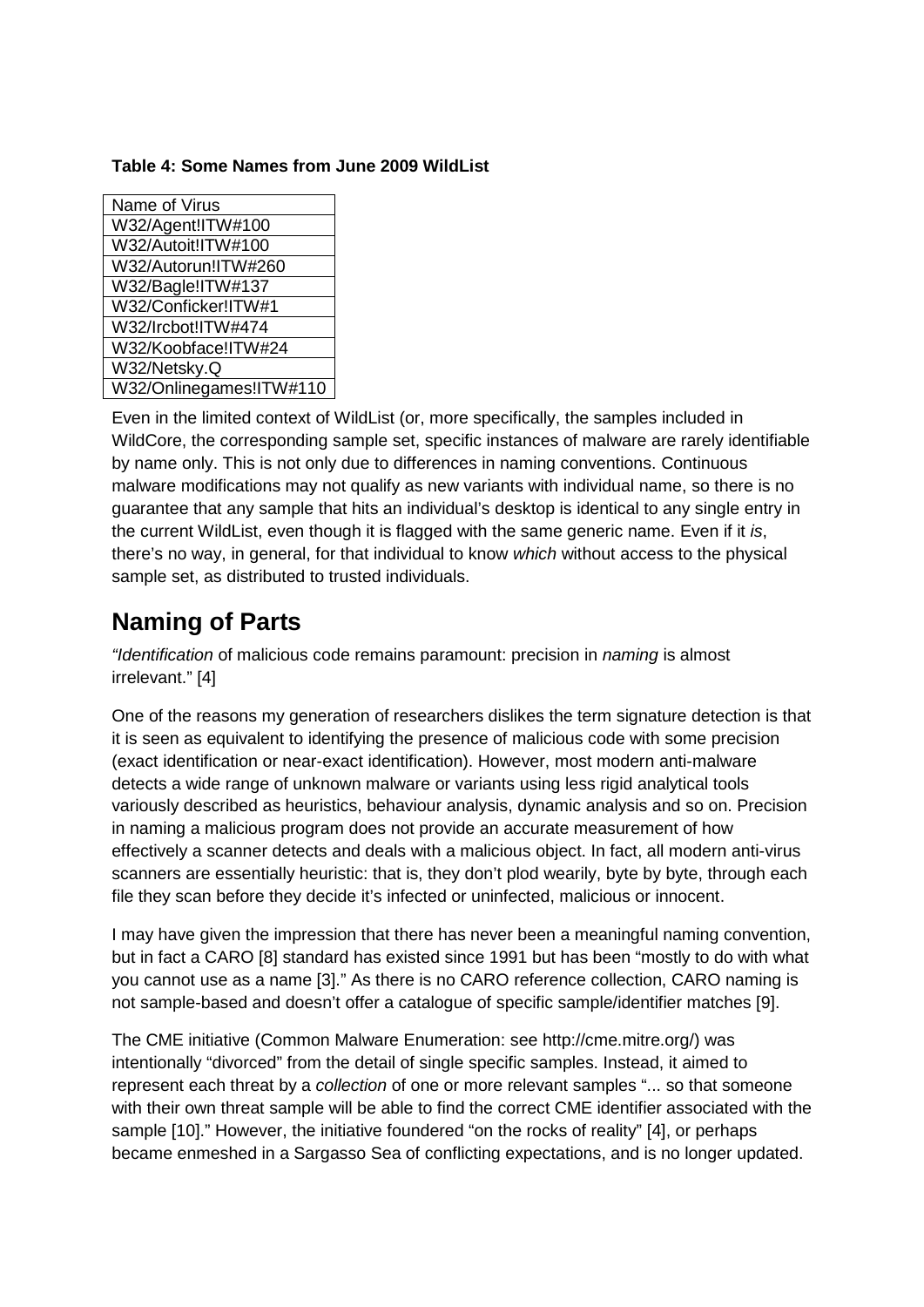**Table 4: Some Names from June 2009 WildList**

| Name of Virus |
|---|
| W32/Agent!ITW#100 |
| W32/Autoit!ITW#100 |
| W32/Autorun!ITW#260 |
| W32/Bagle!ITW#137 |
| W32/Conficker!ITW#1 |
| W32/Ircbot!ITW#474 |
| W32/Koobface!ITW#24 |
| W32/Netsky.Q |
| W32/Onlinegames!ITW#110 |

Even in the limited context of WildList (or, more specifically, the samples included in WildCore, the corresponding sample set, specific instances of malware are rarely identifiable by name only. This is not only due to differences in naming conventions. Continuous malware modifications may not qualify as new variants with individual name, so there is no guarantee that any sample that hits an individual's desktop is identical to any single entry in the current WildList, even though it is flagged with the same generic name. Even if it *is*, there's no way, in general, for that individual to know *which* without access to the physical sample set, as distributed to trusted individuals.

## Naming of Parts

*"Identification* of malicious code remains paramount: precision in *naming* is almost irrelevant." [4]

One of the reasons my generation of researchers dislikes the term signature detection is that it is seen as equivalent to identifying the presence of malicious code with some precision (exact identification or near-exact identification). However, most modern anti-malware detects a wide range of unknown malware or variants using less rigid analytical tools variously described as heuristics, behaviour analysis, dynamic analysis and so on. Precision in naming a malicious program does not provide an accurate measurement of how effectively a scanner detects and deals with a malicious object. In fact, all modern anti-virus scanners are essentially heuristic: that is, they don't plod wearily, byte by byte, through each file they scan before they decide it's infected or uninfected, malicious or innocent.

I may have given the impression that there has never been a meaningful naming convention, but in fact a CARO [8] standard has existed since 1991 but has been "mostly to do with what you cannot use as a name [3]." As there is no CARO reference collection, CARO naming is not sample-based and doesn't offer a catalogue of specific sample/identifier matches [9].

The CME initiative (Common Malware Enumeration: see http://cme.mitre.org/) was intentionally "divorced" from the detail of single specific samples. Instead, it aimed to represent each threat by a *collection* of one or more relevant samples "... so that someone with their own threat sample will be able to find the correct CME identifier associated with the sample [10]." However, the initiative foundered "on the rocks of reality" [4], or perhaps became enmeshed in a Sargasso Sea of conflicting expectations, and is no longer updated.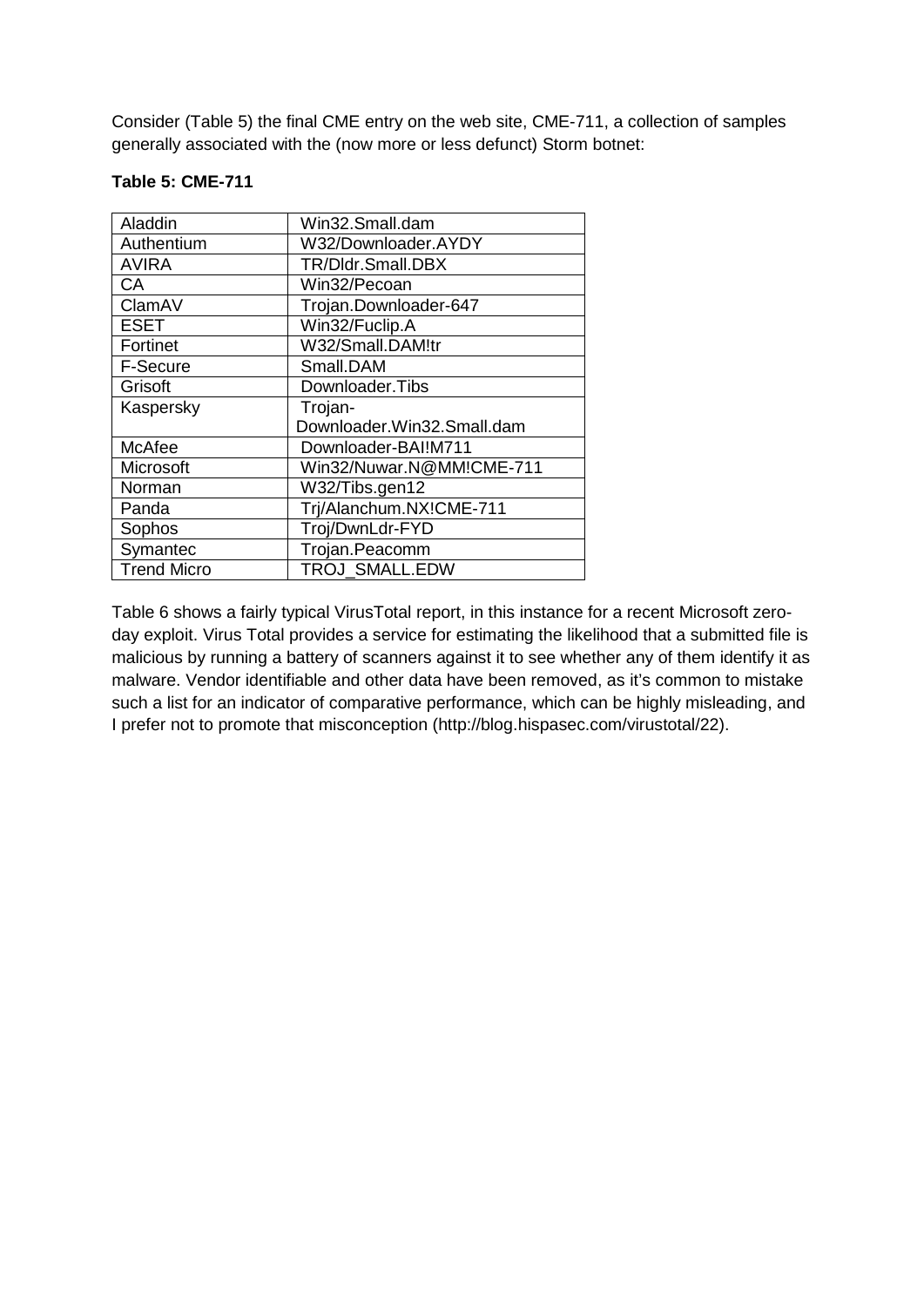Consider (Table 5) the final CME entry on the web site, CME-711, a collection of samples generally associated with the (now more or less defunct) Storm botnet:

**Table 5: CME-711**

| | |
|---|---|
| Aladdin | Win32.Small.dam |
| Authentium | W32/Downloader.AYDY |
| AVIRA | TR/Dldr.Small.DBX |
| CA | Win32/Pecoan |
| ClamAV | Trojan.Downloader-647 |
| ESET | Win32/Fuclip.A |
| Fortinet | W32/Small.DAM!tr |
| F-Secure | Small.DAM |
| Grisoft | Downloader.Tibs |
| Kaspersky | Trojan-Downloader.Win32.Small.dam |
| McAfee | Downloader-BAI!M711 |
| Microsoft | Win32/Nuwar.N@MM!CME-711 |
| Norman | W32/Tibs.gen12 |
| Panda | Trj/Alanchum.NX!CME-711 |
| Sophos | Troj/DwnLdr-FYD |
| Symantec | Trojan.Peacomm |
| Trend Micro | TROJ_SMALL.EDW |

Table 6 shows a fairly typical VirusTotal report, in this instance for a recent Microsoft zero-day exploit. Virus Total provides a service for estimating the likelihood that a submitted file is malicious by running a battery of scanners against it to see whether any of them identify it as malware. Vendor identifiable and other data have been removed, as it's common to mistake such a list for an indicator of comparative performance, which can be highly misleading, and I prefer not to promote that misconception (http://blog.hispasec.com/virustotal/22).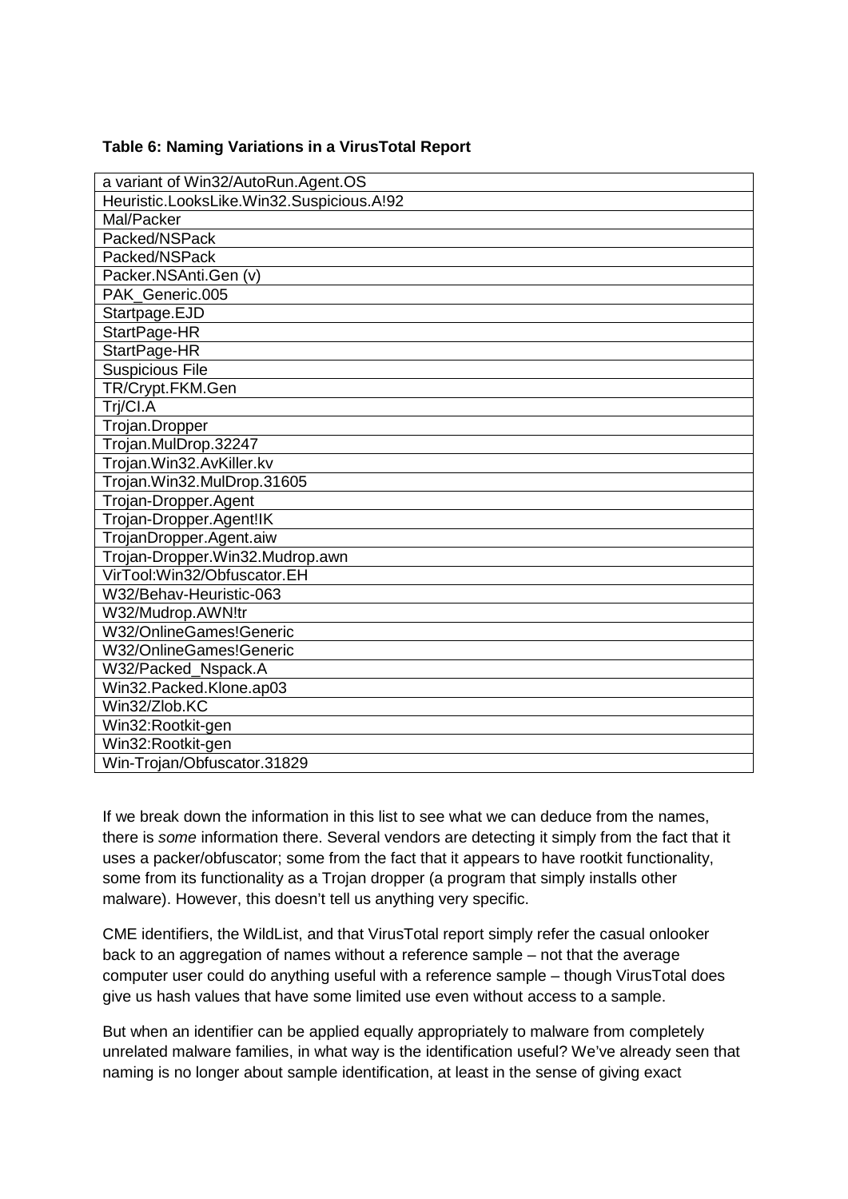**Table 6: Naming Variations in a VirusTotal Report**

| |
|---|
| a variant of Win32/AutoRun.Agent.OS |
| Heuristic.LooksLike.Win32.Suspicious.A!92 |
| Mal/Packer |
| Packed/NSPack |
| Packed/NSPack |
| Packer.NSAnti.Gen (v) |
| PAK_Generic.005 |
| Startpage.EJD |
| StartPage-HR |
| StartPage-HR |
| Suspicious File |
| TR/Crypt.FKM.Gen |
| Trj/CI.A |
| Trojan.Dropper |
| Trojan.MulDrop.32247 |
| Trojan.Win32.AvKiller.kv |
| Trojan.Win32.MulDrop.31605 |
| Trojan-Dropper.Agent |
| Trojan-Dropper.Agent!IK |
| TrojanDropper.Agent.aiw |
| Trojan-Dropper.Win32.Mudrop.awn |
| VirTool:Win32/Obfuscator.EH |
| W32/Behav-Heuristic-063 |
| W32/Mudrop.AWN!tr |
| W32/OnlineGames!Generic |
| W32/OnlineGames!Generic |
| W32/Packed_Nspack.A |
| Win32.Packed.Klone.ap03 |
| Win32/Zlob.KC |
| Win32:Rootkit-gen |
| Win32:Rootkit-gen |
| Win-Trojan/Obfuscator.31829 |

If we break down the information in this list to see what we can deduce from the names, there is *some* information there. Several vendors are detecting it simply from the fact that it uses a packer/obfuscator; some from the fact that it appears to have rootkit functionality, some from its functionality as a Trojan dropper (a program that simply installs other malware). However, this doesn't tell us anything very specific.

CME identifiers, the WildList, and that VirusTotal report simply refer the casual onlooker back to an aggregation of names without a reference sample – not that the average computer user could do anything useful with a reference sample – though VirusTotal does give us hash values that have some limited use even without access to a sample.

But when an identifier can be applied equally appropriately to malware from completely unrelated malware families, in what way is the identification useful? We've already seen that naming is no longer about sample identification, at least in the sense of giving exact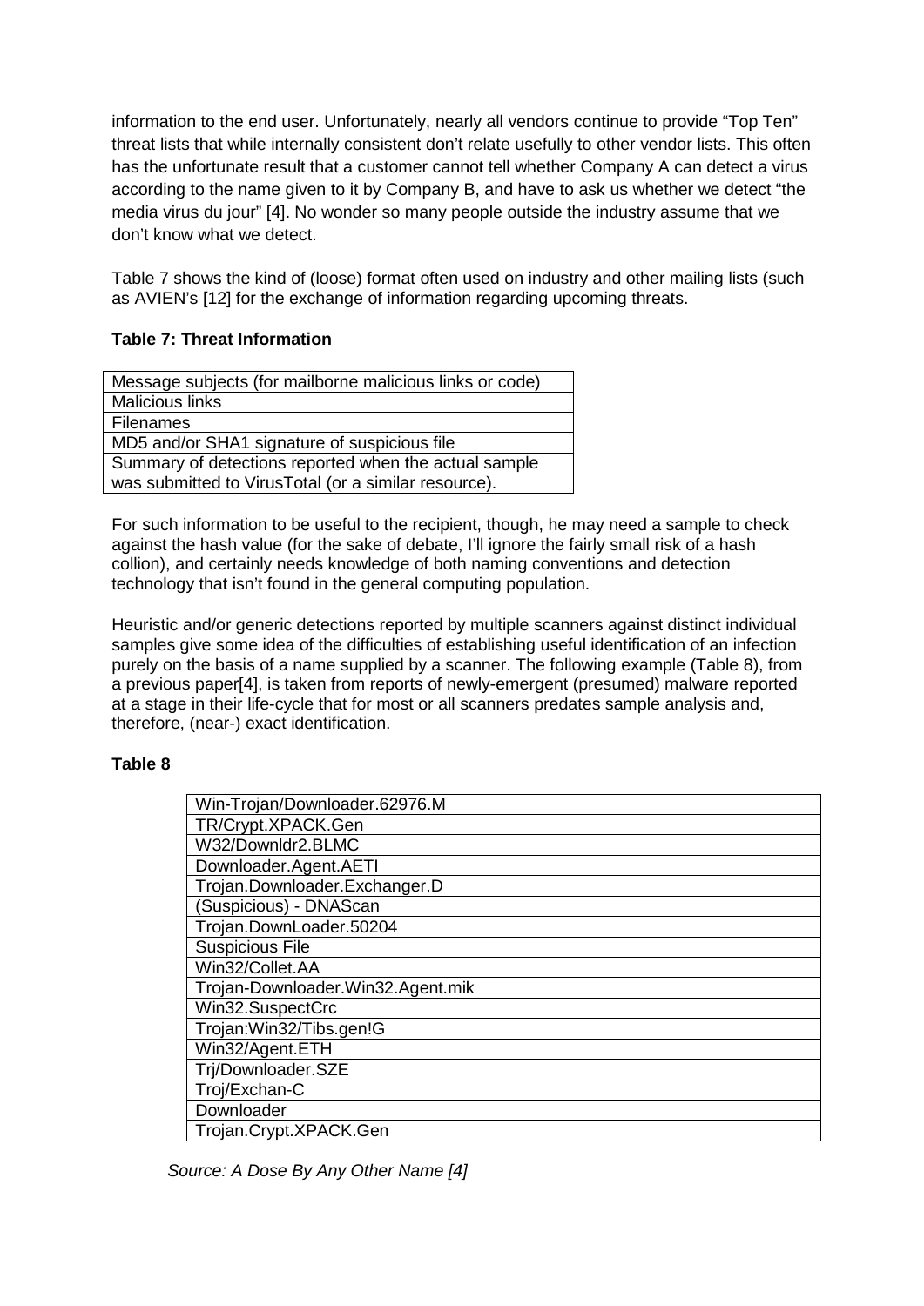information to the end user. Unfortunately, nearly all vendors continue to provide "Top Ten" threat lists that while internally consistent don't relate usefully to other vendor lists. This often has the unfortunate result that a customer cannot tell whether Company A can detect a virus according to the name given to it by Company B, and have to ask us whether we detect "the media virus du jour" [4]. No wonder so many people outside the industry assume that we don't know what we detect.

Table 7 shows the kind of (loose) format often used on industry and other mailing lists (such as AVIEN's [12] for the exchange of information regarding upcoming threats.

**Table 7: Threat Information**

| |
|---|
| Message subjects (for mailborne malicious links or code) |
| Malicious links |
| Filenames |
| MD5 and/or SHA1 signature of suspicious file |
| Summary of detections reported when the actual sample was submitted to VirusTotal (or a similar resource). |

For such information to be useful to the recipient, though, he may need a sample to check against the hash value (for the sake of debate, I'll ignore the fairly small risk of a hash collion), and certainly needs knowledge of both naming conventions and detection technology that isn't found in the general computing population.

Heuristic and/or generic detections reported by multiple scanners against distinct individual samples give some idea of the difficulties of establishing useful identification of an infection purely on the basis of a name supplied by a scanner. The following example (Table 8), from a previous paper[4], is taken from reports of newly-emergent (presumed) malware reported at a stage in their life-cycle that for most or all scanners predates sample analysis and, therefore, (near-) exact identification.

**Table 8**

| |
|---|
| Win-Trojan/Downloader.62976.M |
| TR/Crypt.XPACK.Gen |
| W32/Downldr2.BLMC |
| Downloader.Agent.AETI |
| Trojan.Downloader.Exchanger.D |
| (Suspicious) - DNAScan |
| Trojan.DownLoader.50204 |
| Suspicious File |
| Win32/Collet.AA |
| Trojan-Downloader.Win32.Agent.mik |
| Win32.SuspectCrc |
| Trojan:Win32/Tibs.gen!G |
| Win32/Agent.ETH |
| Trj/Downloader.SZE |
| Troj/Exchan-C |
| Downloader |
| Trojan.Crypt.XPACK.Gen |

*Source: A Dose By Any Other Name [4]*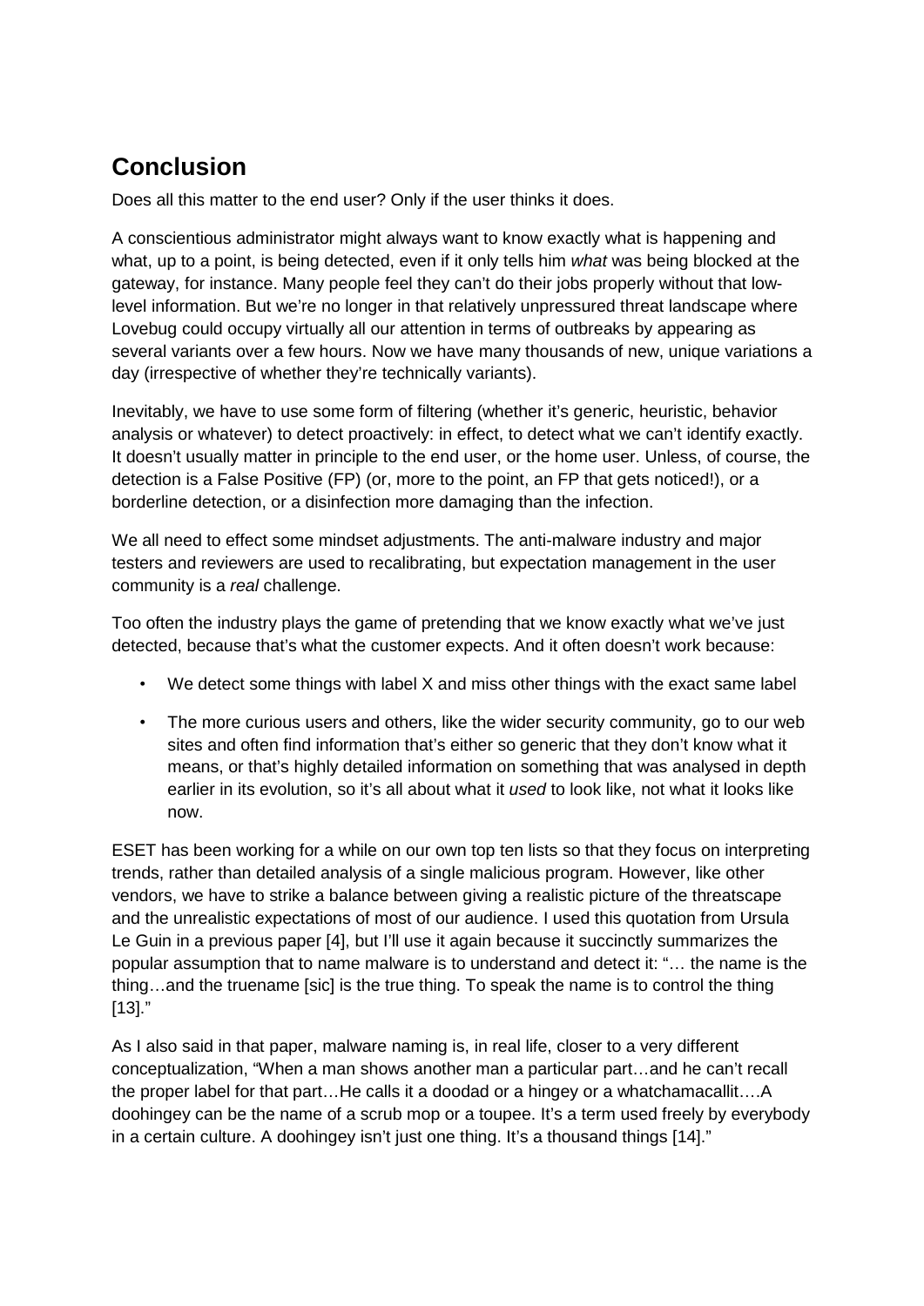## Conclusion

Does all this matter to the end user? Only if the user thinks it does.

A conscientious administrator might always want to know exactly what is happening and what, up to a point, is being detected, even if it only tells him *what* was being blocked at the gateway, for instance. Many people feel they can't do their jobs properly without that low-level information. But we're no longer in that relatively unpressured threat landscape where Lovebug could occupy virtually all our attention in terms of outbreaks by appearing as several variants over a few hours. Now we have many thousands of new, unique variations a day (irrespective of whether they're technically variants).

Inevitably, we have to use some form of filtering (whether it's generic, heuristic, behavior analysis or whatever) to detect proactively: in effect, to detect what we can't identify exactly. It doesn't usually matter in principle to the end user, or the home user. Unless, of course, the detection is a False Positive (FP) (or, more to the point, an FP that gets noticed!), or a borderline detection, or a disinfection more damaging than the infection.

We all need to effect some mindset adjustments. The anti-malware industry and major testers and reviewers are used to recalibrating, but expectation management in the user community is a *real* challenge.

Too often the industry plays the game of pretending that we know exactly what we've just detected, because that's what the customer expects. And it often doesn't work because:

- We detect some things with label X and miss other things with the exact same label
- The more curious users and others, like the wider security community, go to our web sites and often find information that's either so generic that they don't know what it means, or that's highly detailed information on something that was analysed in depth earlier in its evolution, so it's all about what it *used* to look like, not what it looks like now.

ESET has been working for a while on our own top ten lists so that they focus on interpreting trends, rather than detailed analysis of a single malicious program. However, like other vendors, we have to strike a balance between giving a realistic picture of the threatscape and the unrealistic expectations of most of our audience. I used this quotation from Ursula Le Guin in a previous paper [4], but I'll use it again because it succinctly summarizes the popular assumption that to name malware is to understand and detect it: "… the name is the thing…and the truename [sic] is the true thing. To speak the name is to control the thing [13]."

As I also said in that paper, malware naming is, in real life, closer to a very different conceptualization, "When a man shows another man a particular part…and he can't recall the proper label for that part…He calls it a doodad or a hingey or a whatchamacallit….A doohingey can be the name of a scrub mop or a toupee. It's a term used freely by everybody in a certain culture. A doohingey isn't just one thing. It's a thousand things [14]."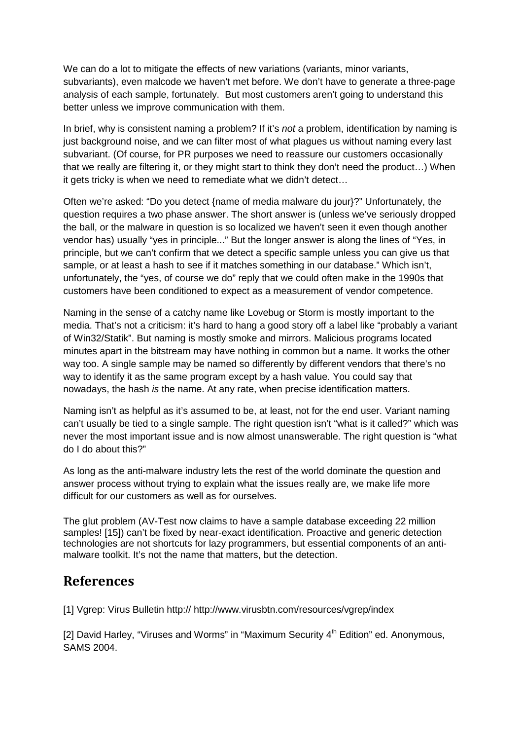We can do a lot to mitigate the effects of new variations (variants, minor variants, subvariants), even malcode we haven't met before. We don't have to generate a three-page analysis of each sample, fortunately.  But most customers aren't going to understand this better unless we improve communication with them.

In brief, why is consistent naming a problem? If it's *not* a problem, identification by naming is just background noise, and we can filter most of what plagues us without naming every last subvariant. (Of course, for PR purposes we need to reassure our customers occasionally that we really are filtering it, or they might start to think they don't need the product…) When it gets tricky is when we need to remediate what we didn't detect…

Often we're asked: "Do you detect {name of media malware du jour}?" Unfortunately, the question requires a two phase answer. The short answer is (unless we've seriously dropped the ball, or the malware in question is so localized we haven't seen it even though another vendor has) usually "yes in principle..." But the longer answer is along the lines of "Yes, in principle, but we can't confirm that we detect a specific sample unless you can give us that sample, or at least a hash to see if it matches something in our database." Which isn't, unfortunately, the "yes, of course we do" reply that we could often make in the 1990s that customers have been conditioned to expect as a measurement of vendor competence.

Naming in the sense of a catchy name like Lovebug or Storm is mostly important to the media. That's not a criticism: it's hard to hang a good story off a label like "probably a variant of Win32/Statik". But naming is mostly smoke and mirrors. Malicious programs located minutes apart in the bitstream may have nothing in common but a name. It works the other way too. A single sample may be named so differently by different vendors that there's no way to identify it as the same program except by a hash value. You could say that nowadays, the hash *is* the name. At any rate, when precise identification matters.

Naming isn't as helpful as it's assumed to be, at least, not for the end user. Variant naming can't usually be tied to a single sample. The right question isn't "what is it called?" which was never the most important issue and is now almost unanswerable. The right question is "what do I do about this?"

As long as the anti-malware industry lets the rest of the world dominate the question and answer process without trying to explain what the issues really are, we make life more difficult for our customers as well as for ourselves.

The glut problem (AV-Test now claims to have a sample database exceeding 22 million samples! [15]) can't be fixed by near-exact identification. Proactive and generic detection technologies are not shortcuts for lazy programmers, but essential components of an anti-malware toolkit. It's not the name that matters, but the detection.

## References

[1] Vgrep: Virus Bulletin http:// http://www.virusbtn.com/resources/vgrep/index

[2] David Harley, "Viruses and Worms" in "Maximum Security 4th Edition" ed. Anonymous, SAMS 2004.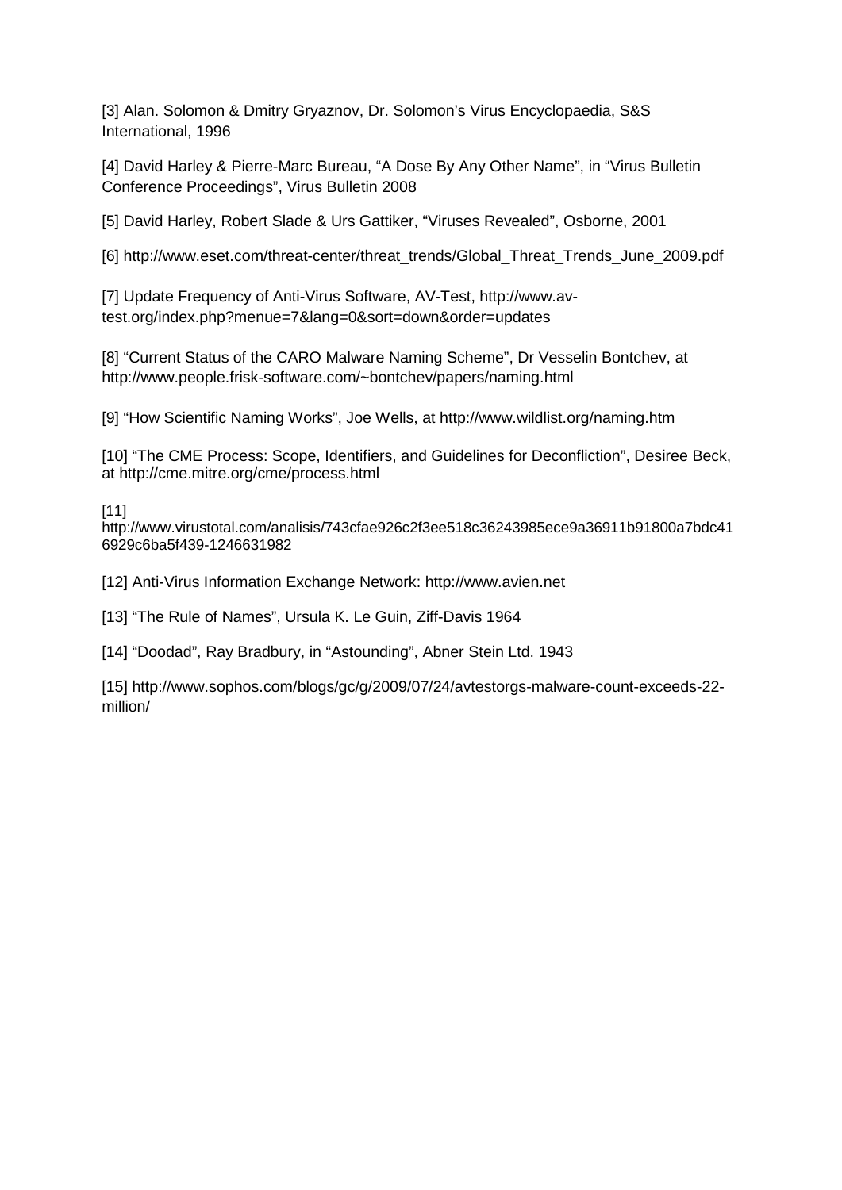[3] Alan. Solomon & Dmitry Gryaznov, Dr. Solomon's Virus Encyclopaedia, S&S International, 1996

[4] David Harley & Pierre-Marc Bureau, "A Dose By Any Other Name", in "Virus Bulletin Conference Proceedings", Virus Bulletin 2008

[5] David Harley, Robert Slade & Urs Gattiker, "Viruses Revealed", Osborne, 2001

[6] http://www.eset.com/threat-center/threat_trends/Global_Threat_Trends_June_2009.pdf

[7] Update Frequency of Anti-Virus Software, AV-Test, http://www.av-test.org/index.php?menue=7&lang=0&sort=down&order=updates

[8] "Current Status of the CARO Malware Naming Scheme", Dr Vesselin Bontchev, at http://www.people.frisk-software.com/~bontchev/papers/naming.html

[9] "How Scientific Naming Works", Joe Wells, at http://www.wildlist.org/naming.htm

[10] "The CME Process: Scope, Identifiers, and Guidelines for Deconfliction", Desiree Beck, at http://cme.mitre.org/cme/process.html

[11] http://www.virustotal.com/analisis/743cfae926c2f3ee518c36243985ece9a36911b91800a7bdc416929c6ba5f439-1246631982

[12] Anti-Virus Information Exchange Network: http://www.avien.net

[13] "The Rule of Names", Ursula K. Le Guin, Ziff-Davis 1964

[14] "Doodad", Ray Bradbury, in "Astounding", Abner Stein Ltd. 1943

[15] http://www.sophos.com/blogs/gc/g/2009/07/24/avtestorgs-malware-count-exceeds-22-million/